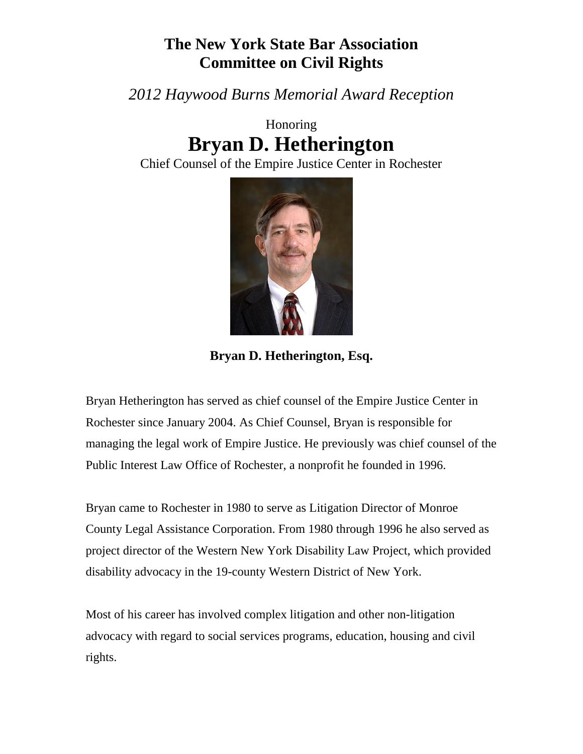# The New York State Bar Association
# Committee on Civil Rights

*2012 Haywood Burns Memorial Award Reception*

Honoring

## Bryan D. Hetherington

Chief Counsel of the Empire Justice Center in Rochester

**Bryan D. Hetherington, Esq.**

Bryan Hetherington has served as chief counsel of the Empire Justice Center in Rochester since January 2004. As Chief Counsel, Bryan is responsible for managing the legal work of Empire Justice. He previously was chief counsel of the Public Interest Law Office of Rochester, a nonprofit he founded in 1996.

Bryan came to Rochester in 1980 to serve as Litigation Director of Monroe County Legal Assistance Corporation. From 1980 through 1996 he also served as project director of the Western New York Disability Law Project, which provided disability advocacy in the 19-county Western District of New York.

Most of his career has involved complex litigation and other non-litigation advocacy with regard to social services programs, education, housing and civil rights.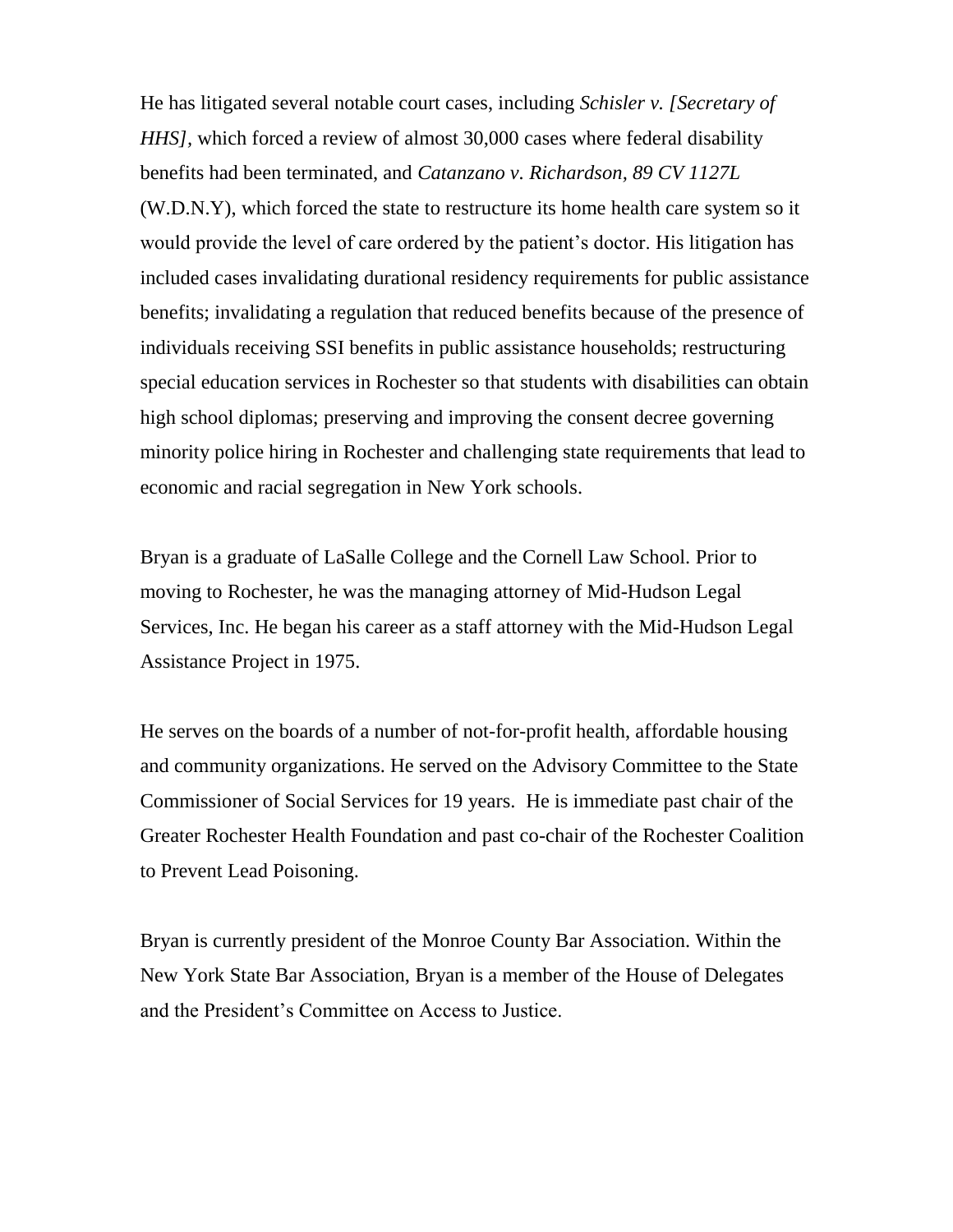He has litigated several notable court cases, including *Schisler v. [Secretary of HHS],* which forced a review of almost 30,000 cases where federal disability benefits had been terminated, and *Catanzano v. Richardson, 89 CV 1127L* (W.D.N.Y), which forced the state to restructure its home health care system so it would provide the level of care ordered by the patient's doctor. His litigation has included cases invalidating durational residency requirements for public assistance benefits; invalidating a regulation that reduced benefits because of the presence of individuals receiving SSI benefits in public assistance households; restructuring special education services in Rochester so that students with disabilities can obtain high school diplomas; preserving and improving the consent decree governing minority police hiring in Rochester and challenging state requirements that lead to economic and racial segregation in New York schools.

Bryan is a graduate of LaSalle College and the Cornell Law School. Prior to moving to Rochester, he was the managing attorney of Mid-Hudson Legal Services, Inc. He began his career as a staff attorney with the Mid-Hudson Legal Assistance Project in 1975.

He serves on the boards of a number of not-for-profit health, affordable housing and community organizations. He served on the Advisory Committee to the State Commissioner of Social Services for 19 years. He is immediate past chair of the Greater Rochester Health Foundation and past co-chair of the Rochester Coalition to Prevent Lead Poisoning.

Bryan is currently president of the Monroe County Bar Association. Within the New York State Bar Association, Bryan is a member of the House of Delegates and the President's Committee on Access to Justice.